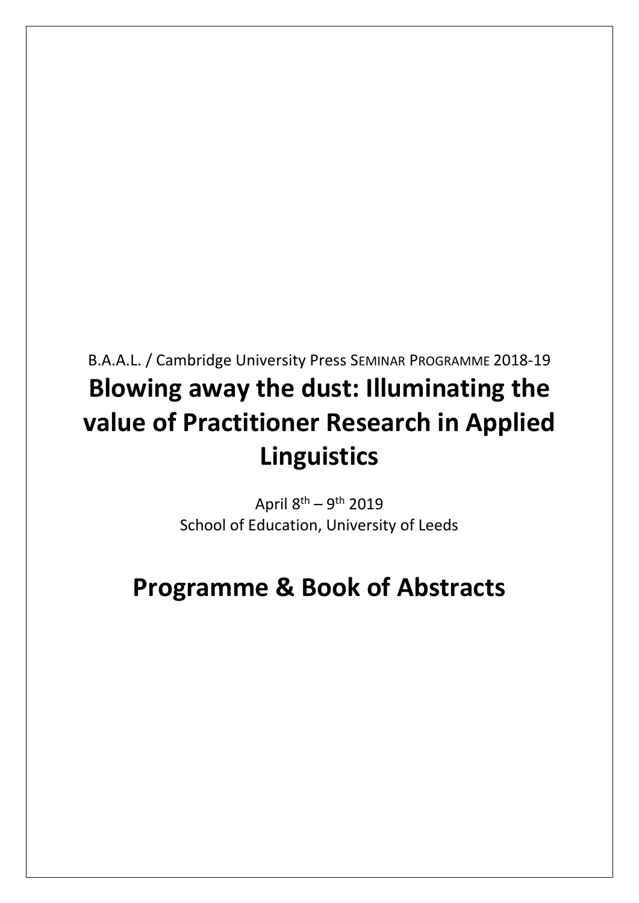B.A.A.L. / Cambridge University Press SEMINAR PROGRAMME 2018-19

# Blowing away the dust: Illuminating the value of Practitioner Research in Applied Linguistics

April 8th – 9th 2019
School of Education, University of Leeds

# Programme & Book of Abstracts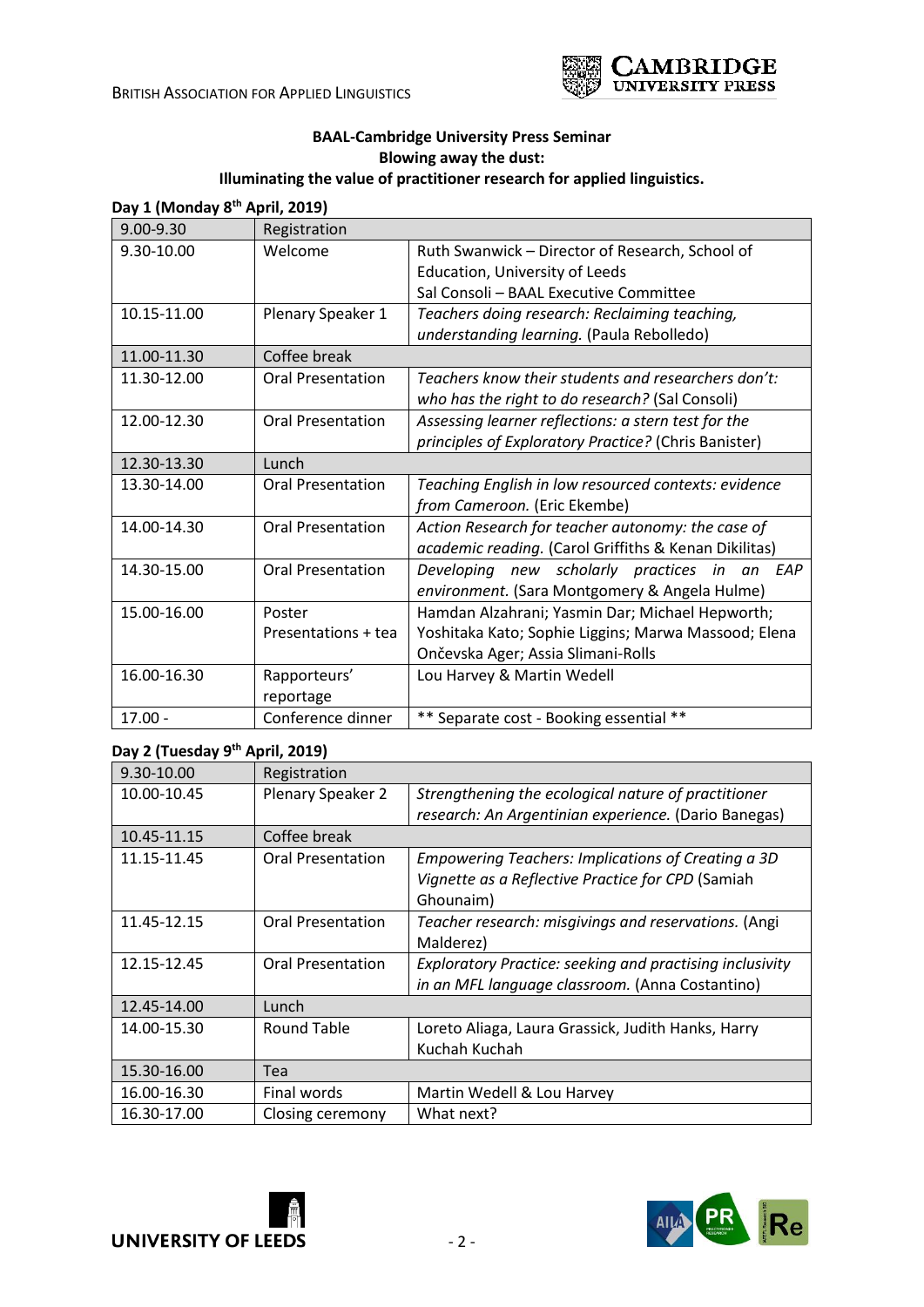**BAAL-Cambridge University Press Seminar**
**Blowing away the dust:**
**Illuminating the value of practitioner research for applied linguistics.**

**Day 1 (Monday 8th April, 2019)**

| | | |
|---|---|---|
| 9.00-9.30 | Registration | |
| 9.30-10.00 | Welcome | Ruth Swanwick – Director of Research, School of Education, University of Leeds<br>Sal Consoli – BAAL Executive Committee |
| 10.15-11.00 | Plenary Speaker 1 | *Teachers doing research: Reclaiming teaching, understanding learning.* (Paula Rebolledo) |
| 11.00-11.30 | Coffee break | |
| 11.30-12.00 | Oral Presentation | *Teachers know their students and researchers don't: who has the right to do research?* (Sal Consoli) |
| 12.00-12.30 | Oral Presentation | *Assessing learner reflections: a stern test for the principles of Exploratory Practice?* (Chris Banister) |
| 12.30-13.30 | Lunch | |
| 13.30-14.00 | Oral Presentation | *Teaching English in low resourced contexts: evidence from Cameroon.* (Eric Ekembe) |
| 14.00-14.30 | Oral Presentation | *Action Research for teacher autonomy: the case of academic reading.* (Carol Griffiths & Kenan Dikilitas) |
| 14.30-15.00 | Oral Presentation | *Developing new scholarly practices in an EAP environment.* (Sara Montgomery & Angela Hulme) |
| 15.00-16.00 | Poster Presentations + tea | Hamdan Alzahrani; Yasmin Dar; Michael Hepworth; Yoshitaka Kato; Sophie Liggins; Marwa Massood; Elena Ončevska Ager; Assia Slimani-Rolls |
| 16.00-16.30 | Rapporteurs' reportage | Lou Harvey & Martin Wedell |
| 17.00 - | Conference dinner | ** Separate cost - Booking essential ** |

**Day 2 (Tuesday 9th April, 2019)**

| | | |
|---|---|---|
| 9.30-10.00 | Registration | |
| 10.00-10.45 | Plenary Speaker 2 | *Strengthening the ecological nature of practitioner research: An Argentinian experience.* (Dario Banegas) |
| 10.45-11.15 | Coffee break | |
| 11.15-11.45 | Oral Presentation | *Empowering Teachers: Implications of Creating a 3D Vignette as a Reflective Practice for CPD* (Samiah Ghounaim) |
| 11.45-12.15 | Oral Presentation | *Teacher research: misgivings and reservations.* (Angi Malderez) |
| 12.15-12.45 | Oral Presentation | *Exploratory Practice: seeking and practising inclusivity in an MFL language classroom.* (Anna Costantino) |
| 12.45-14.00 | Lunch | |
| 14.00-15.30 | Round Table | Loreto Aliaga, Laura Grassick, Judith Hanks, Harry Kuchah Kuchah |
| 15.30-16.00 | Tea | |
| 16.00-16.30 | Final words | Martin Wedell & Lou Harvey |
| 16.30-17.00 | Closing ceremony | What next? |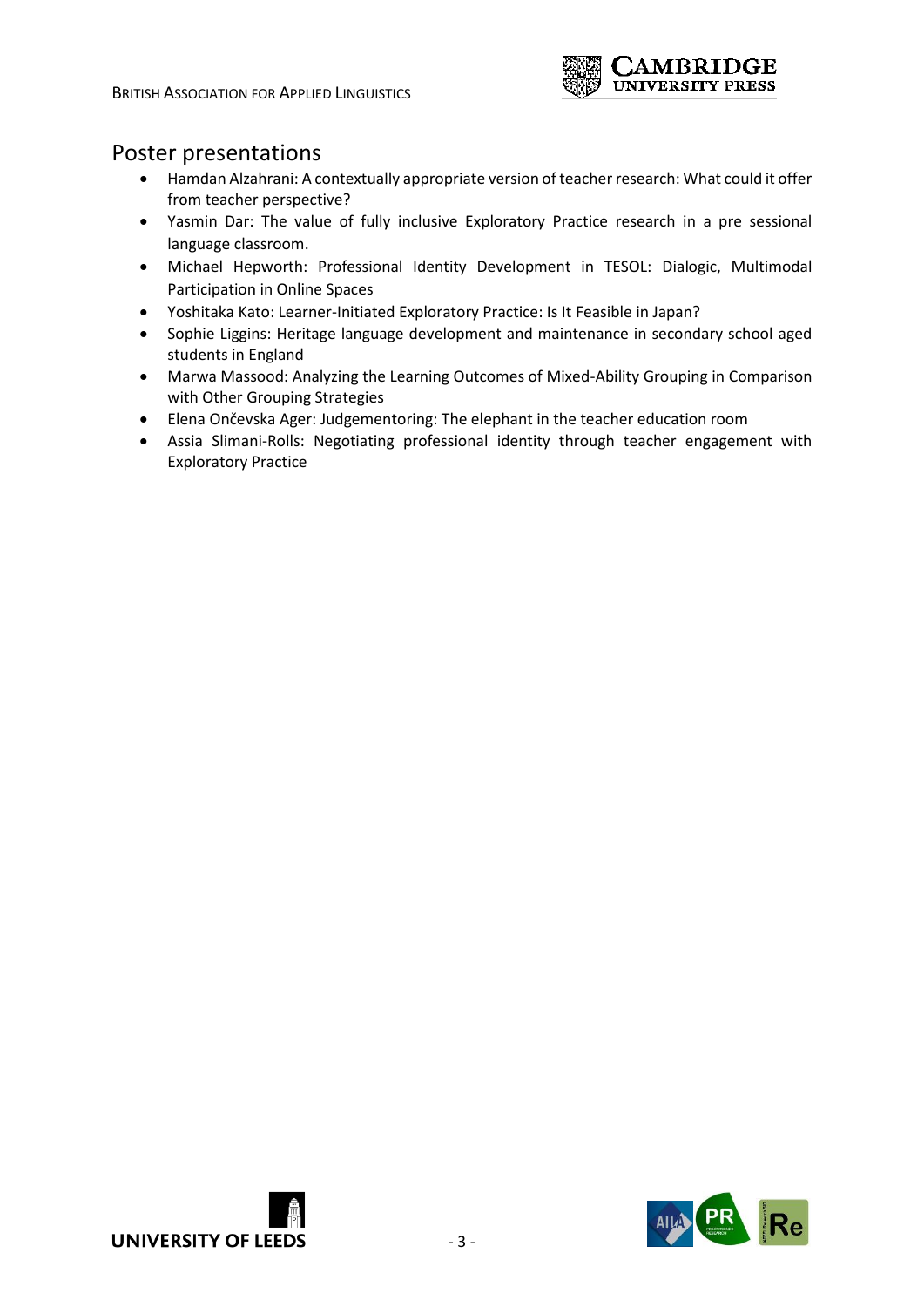## Poster presentations

- Hamdan Alzahrani: A contextually appropriate version of teacher research: What could it offer from teacher perspective?
- Yasmin Dar: The value of fully inclusive Exploratory Practice research in a pre sessional language classroom.
- Michael Hepworth: Professional Identity Development in TESOL: Dialogic, Multimodal Participation in Online Spaces
- Yoshitaka Kato: Learner-Initiated Exploratory Practice: Is It Feasible in Japan?
- Sophie Liggins: Heritage language development and maintenance in secondary school aged students in England
- Marwa Massood: Analyzing the Learning Outcomes of Mixed-Ability Grouping in Comparison with Other Grouping Strategies
- Elena Ončevska Ager: Judgementoring: The elephant in the teacher education room
- Assia Slimani-Rolls: Negotiating professional identity through teacher engagement with Exploratory Practice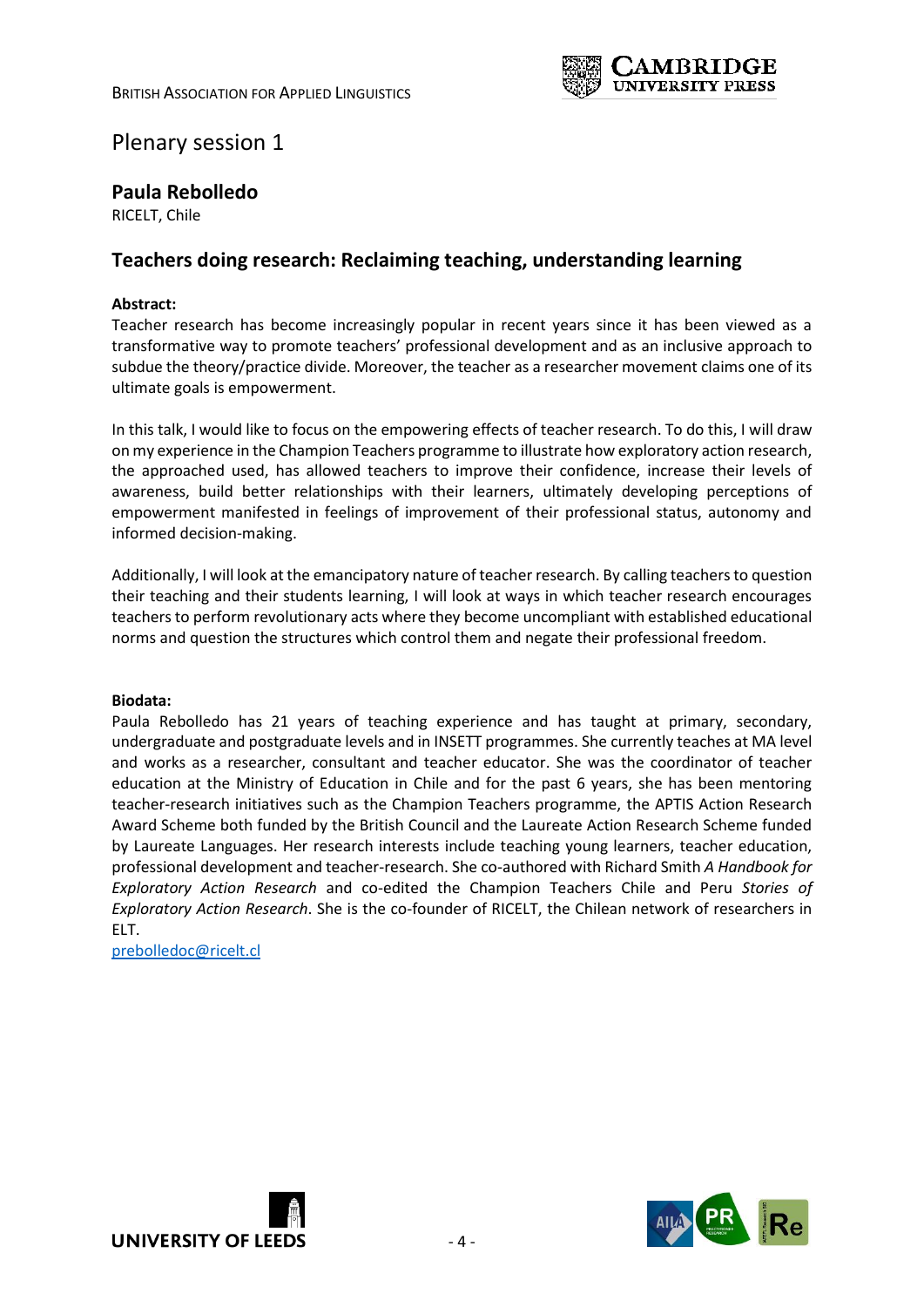# Plenary session 1

## Paula Rebolledo

RICELT, Chile

## Teachers doing research: Reclaiming teaching, understanding learning

**Abstract:**

Teacher research has become increasingly popular in recent years since it has been viewed as a transformative way to promote teachers' professional development and as an inclusive approach to subdue the theory/practice divide. Moreover, the teacher as a researcher movement claims one of its ultimate goals is empowerment.

In this talk, I would like to focus on the empowering effects of teacher research. To do this, I will draw on my experience in the Champion Teachers programme to illustrate how exploratory action research, the approached used, has allowed teachers to improve their confidence, increase their levels of awareness, build better relationships with their learners, ultimately developing perceptions of empowerment manifested in feelings of improvement of their professional status, autonomy and informed decision-making.

Additionally, I will look at the emancipatory nature of teacher research. By calling teachers to question their teaching and their students learning, I will look at ways in which teacher research encourages teachers to perform revolutionary acts where they become uncompliant with established educational norms and question the structures which control them and negate their professional freedom.

**Biodata:**

Paula Rebolledo has 21 years of teaching experience and has taught at primary, secondary, undergraduate and postgraduate levels and in INSETT programmes. She currently teaches at MA level and works as a researcher, consultant and teacher educator. She was the coordinator of teacher education at the Ministry of Education in Chile and for the past 6 years, she has been mentoring teacher-research initiatives such as the Champion Teachers programme, the APTIS Action Research Award Scheme both funded by the British Council and the Laureate Action Research Scheme funded by Laureate Languages. Her research interests include teaching young learners, teacher education, professional development and teacher-research. She co-authored with Richard Smith *A Handbook for Exploratory Action Research* and co-edited the Champion Teachers Chile and Peru *Stories of Exploratory Action Research*. She is the co-founder of RICELT, the Chilean network of researchers in ELT.

prebolledoc@ricelt.cl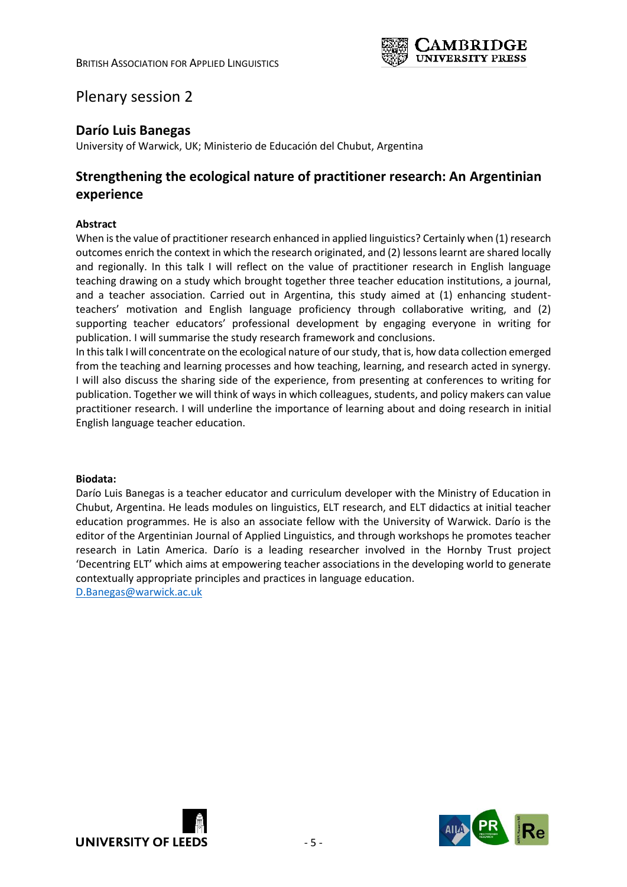# Plenary session 2

## Darío Luis Banegas

University of Warwick, UK; Ministerio de Educación del Chubut, Argentina

## Strengthening the ecological nature of practitioner research: An Argentinian experience

**Abstract**

When is the value of practitioner research enhanced in applied linguistics? Certainly when (1) research outcomes enrich the context in which the research originated, and (2) lessons learnt are shared locally and regionally. In this talk I will reflect on the value of practitioner research in English language teaching drawing on a study which brought together three teacher education institutions, a journal, and a teacher association. Carried out in Argentina, this study aimed at (1) enhancing student-teachers' motivation and English language proficiency through collaborative writing, and (2) supporting teacher educators' professional development by engaging everyone in writing for publication. I will summarise the study research framework and conclusions.

In this talk I will concentrate on the ecological nature of our study, that is, how data collection emerged from the teaching and learning processes and how teaching, learning, and research acted in synergy. I will also discuss the sharing side of the experience, from presenting at conferences to writing for publication. Together we will think of ways in which colleagues, students, and policy makers can value practitioner research. I will underline the importance of learning about and doing research in initial English language teacher education.

**Biodata:**

Darío Luis Banegas is a teacher educator and curriculum developer with the Ministry of Education in Chubut, Argentina. He leads modules on linguistics, ELT research, and ELT didactics at initial teacher education programmes. He is also an associate fellow with the University of Warwick. Darío is the editor of the Argentinian Journal of Applied Linguistics, and through workshops he promotes teacher research in Latin America. Darío is a leading researcher involved in the Hornby Trust project 'Decentring ELT' which aims at empowering teacher associations in the developing world to generate contextually appropriate principles and practices in language education.

D.Banegas@warwick.ac.uk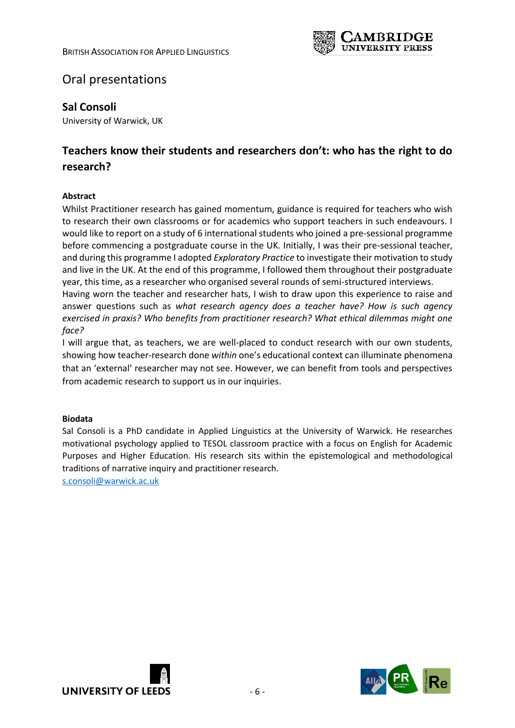# Oral presentations

## Sal Consoli

University of Warwick, UK

## Teachers know their students and researchers don't: who has the right to do research?

### Abstract

Whilst Practitioner research has gained momentum, guidance is required for teachers who wish to research their own classrooms or for academics who support teachers in such endeavours. I would like to report on a study of 6 international students who joined a pre-sessional programme before commencing a postgraduate course in the UK. Initially, I was their pre-sessional teacher, and during this programme I adopted *Exploratory Practice* to investigate their motivation to study and live in the UK. At the end of this programme, I followed them throughout their postgraduate year, this time, as a researcher who organised several rounds of semi-structured interviews.

Having worn the teacher and researcher hats, I wish to draw upon this experience to raise and answer questions such as *what research agency does a teacher have? How is such agency exercised in praxis? Who benefits from practitioner research? What ethical dilemmas might one face?*

I will argue that, as teachers, we are well-placed to conduct research with our own students, showing how teacher-research done *within* one's educational context can illuminate phenomena that an 'external' researcher may not see. However, we can benefit from tools and perspectives from academic research to support us in our inquiries.

### Biodata

Sal Consoli is a PhD candidate in Applied Linguistics at the University of Warwick. He researches motivational psychology applied to TESOL classroom practice with a focus on English for Academic Purposes and Higher Education. His research sits within the epistemological and methodological traditions of narrative inquiry and practitioner research.

s.consoli@warwick.ac.uk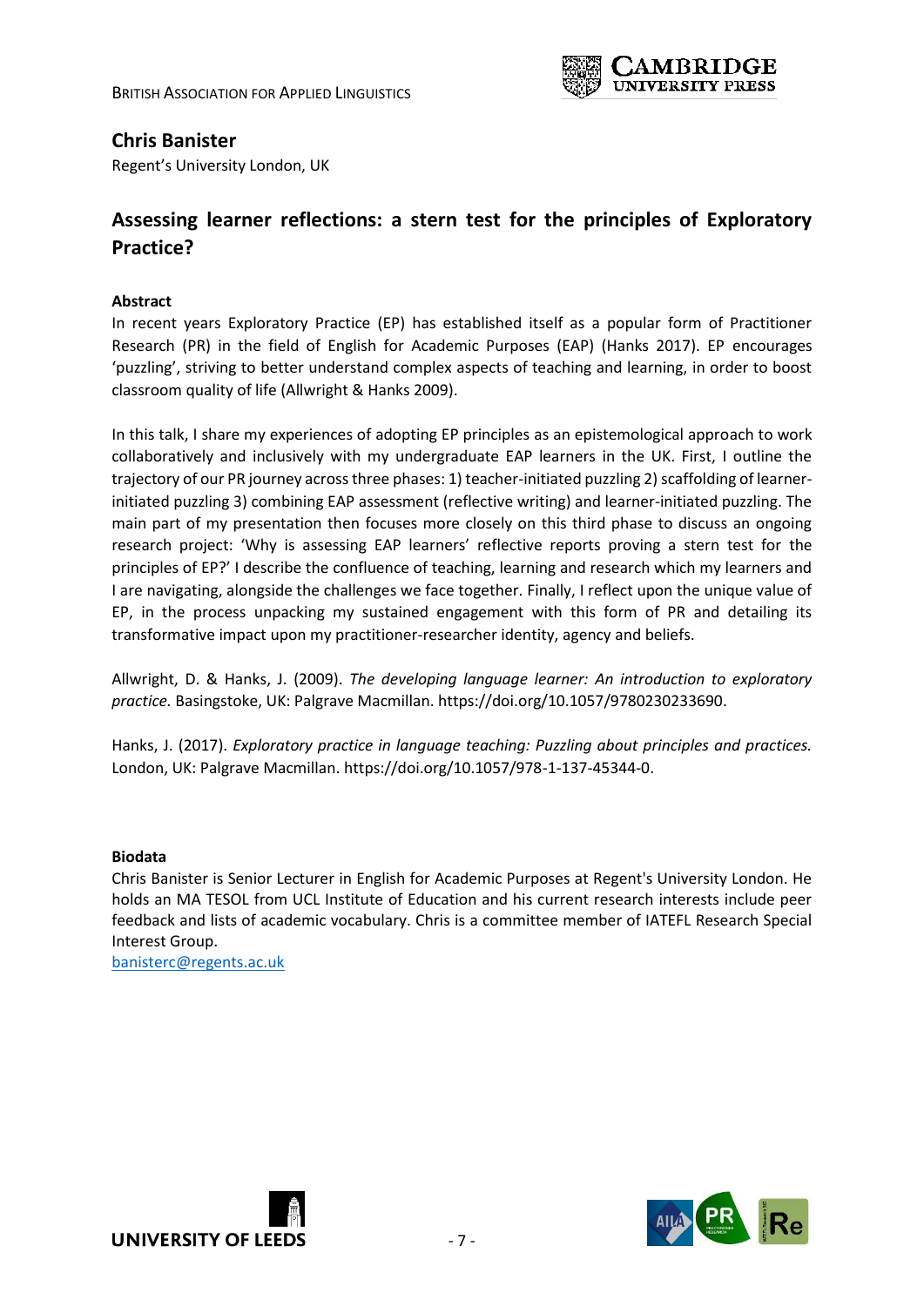## Chris Banister

Regent's University London, UK

# Assessing learner reflections: a stern test for the principles of Exploratory Practice?

**Abstract**

In recent years Exploratory Practice (EP) has established itself as a popular form of Practitioner Research (PR) in the field of English for Academic Purposes (EAP) (Hanks 2017). EP encourages 'puzzling', striving to better understand complex aspects of teaching and learning, in order to boost classroom quality of life (Allwright & Hanks 2009).

In this talk, I share my experiences of adopting EP principles as an epistemological approach to work collaboratively and inclusively with my undergraduate EAP learners in the UK. First, I outline the trajectory of our PR journey across three phases: 1) teacher-initiated puzzling 2) scaffolding of learner-initiated puzzling 3) combining EAP assessment (reflective writing) and learner-initiated puzzling. The main part of my presentation then focuses more closely on this third phase to discuss an ongoing research project: 'Why is assessing EAP learners' reflective reports proving a stern test for the principles of EP?' I describe the confluence of teaching, learning and research which my learners and I are navigating, alongside the challenges we face together. Finally, I reflect upon the unique value of EP, in the process unpacking my sustained engagement with this form of PR and detailing its transformative impact upon my practitioner-researcher identity, agency and beliefs.

Allwright, D. & Hanks, J. (2009). *The developing language learner: An introduction to exploratory practice.* Basingstoke, UK: Palgrave Macmillan. https://doi.org/10.1057/9780230233690.

Hanks, J. (2017). *Exploratory practice in language teaching: Puzzling about principles and practices.* London, UK: Palgrave Macmillan. https://doi.org/10.1057/978-1-137-45344-0.

**Biodata**

Chris Banister is Senior Lecturer in English for Academic Purposes at Regent's University London. He holds an MA TESOL from UCL Institute of Education and his current research interests include peer feedback and lists of academic vocabulary. Chris is a committee member of IATEFL Research Special Interest Group.

banisterc@regents.ac.uk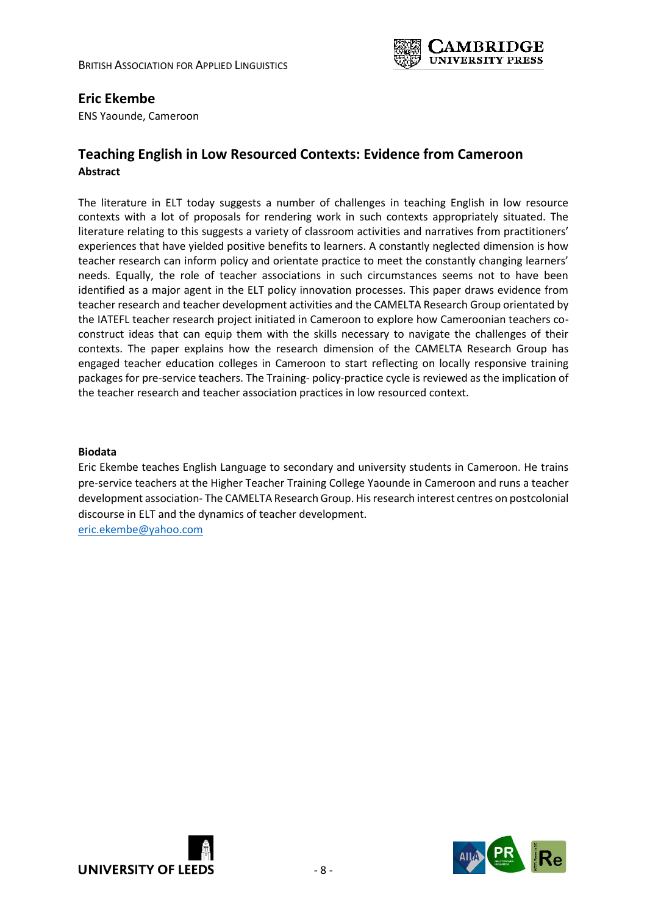## Eric Ekembe

ENS Yaounde, Cameroon

## Teaching English in Low Resourced Contexts: Evidence from Cameroon

**Abstract**

The literature in ELT today suggests a number of challenges in teaching English in low resource contexts with a lot of proposals for rendering work in such contexts appropriately situated. The literature relating to this suggests a variety of classroom activities and narratives from practitioners' experiences that have yielded positive benefits to learners. A constantly neglected dimension is how teacher research can inform policy and orientate practice to meet the constantly changing learners' needs. Equally, the role of teacher associations in such circumstances seems not to have been identified as a major agent in the ELT policy innovation processes. This paper draws evidence from teacher research and teacher development activities and the CAMELTA Research Group orientated by the IATEFL teacher research project initiated in Cameroon to explore how Cameroonian teachers co-construct ideas that can equip them with the skills necessary to navigate the challenges of their contexts. The paper explains how the research dimension of the CAMELTA Research Group has engaged teacher education colleges in Cameroon to start reflecting on locally responsive training packages for pre-service teachers. The Training- policy-practice cycle is reviewed as the implication of the teacher research and teacher association practices in low resourced context.

**Biodata**

Eric Ekembe teaches English Language to secondary and university students in Cameroon. He trains pre-service teachers at the Higher Teacher Training College Yaounde in Cameroon and runs a teacher development association- The CAMELTA Research Group. His research interest centres on postcolonial discourse in ELT and the dynamics of teacher development.

eric.ekembe@yahoo.com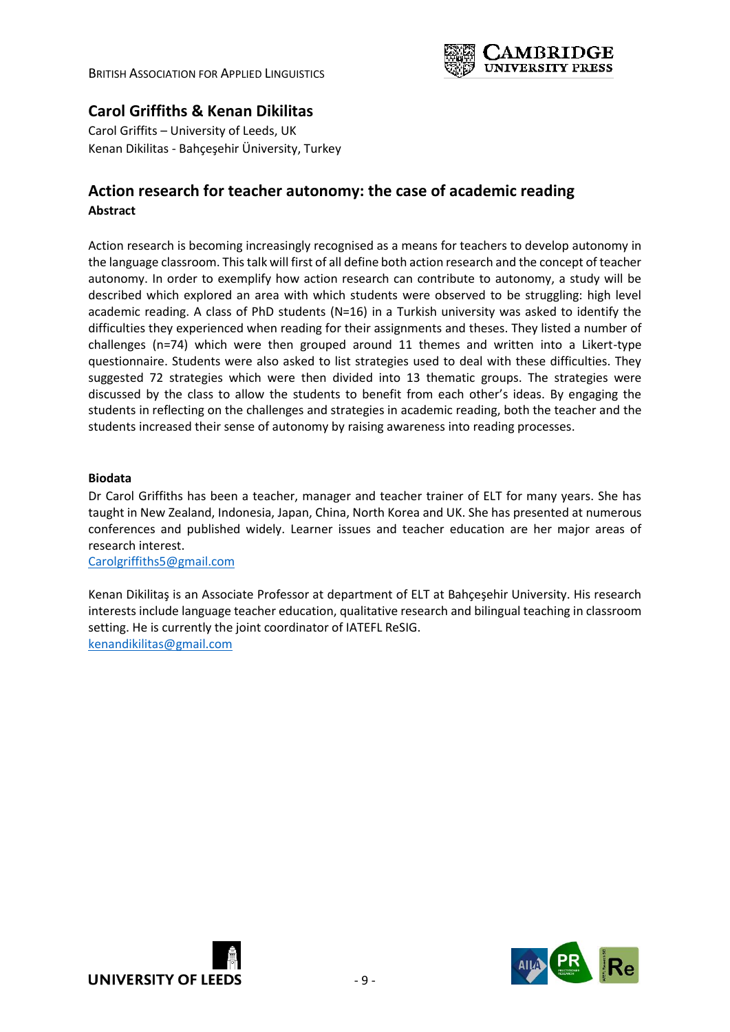## Carol Griffiths & Kenan Dikilitas

Carol Griffits – University of Leeds, UK
Kenan Dikilitas - Bahçeşehir Üniversity, Turkey

## Action research for teacher autonomy: the case of academic reading

**Abstract**

Action research is becoming increasingly recognised as a means for teachers to develop autonomy in the language classroom. This talk will first of all define both action research and the concept of teacher autonomy. In order to exemplify how action research can contribute to autonomy, a study will be described which explored an area with which students were observed to be struggling: high level academic reading. A class of PhD students (N=16) in a Turkish university was asked to identify the difficulties they experienced when reading for their assignments and theses. They listed a number of challenges (n=74) which were then grouped around 11 themes and written into a Likert-type questionnaire. Students were also asked to list strategies used to deal with these difficulties. They suggested 72 strategies which were then divided into 13 thematic groups. The strategies were discussed by the class to allow the students to benefit from each other's ideas. By engaging the students in reflecting on the challenges and strategies in academic reading, both the teacher and the students increased their sense of autonomy by raising awareness into reading processes.

**Biodata**

Dr Carol Griffiths has been a teacher, manager and teacher trainer of ELT for many years. She has taught in New Zealand, Indonesia, Japan, China, North Korea and UK. She has presented at numerous conferences and published widely. Learner issues and teacher education are her major areas of research interest.
Carolgriffiths5@gmail.com

Kenan Dikilitaş is an Associate Professor at department of ELT at Bahçeşehir University. His research interests include language teacher education, qualitative research and bilingual teaching in classroom setting. He is currently the joint coordinator of IATEFL ReSIG.
kenandikilitas@gmail.com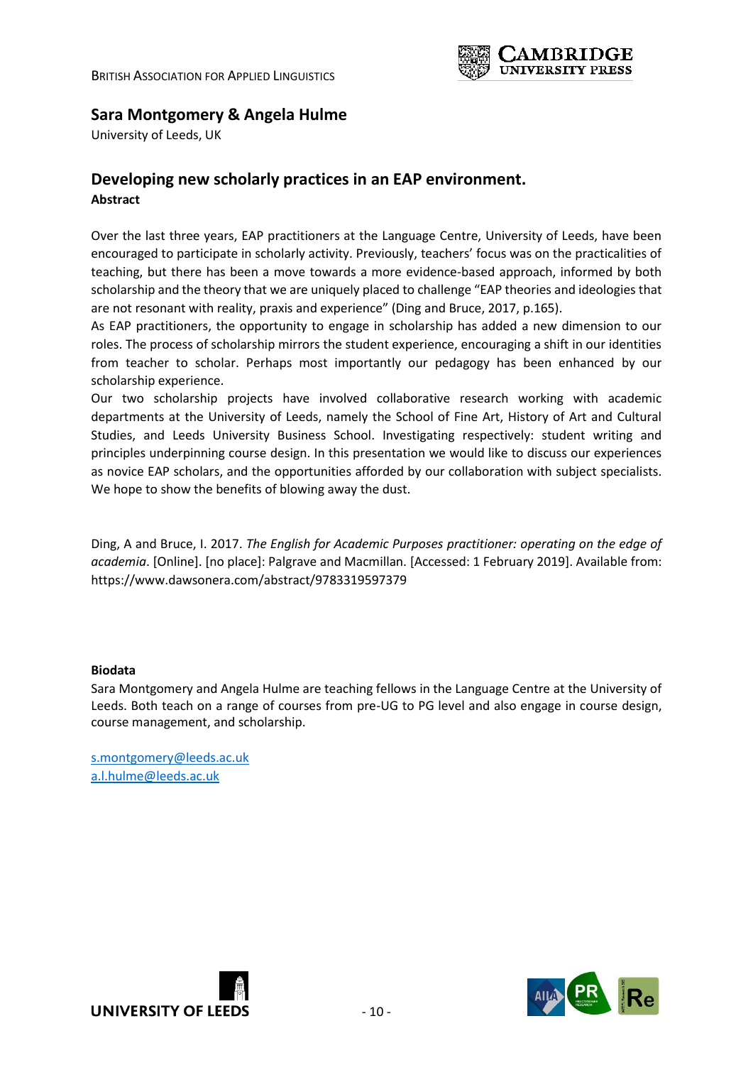## Sara Montgomery & Angela Hulme

University of Leeds, UK

## Developing new scholarly practices in an EAP environment.

**Abstract**

Over the last three years, EAP practitioners at the Language Centre, University of Leeds, have been encouraged to participate in scholarly activity. Previously, teachers' focus was on the practicalities of teaching, but there has been a move towards a more evidence-based approach, informed by both scholarship and the theory that we are uniquely placed to challenge "EAP theories and ideologies that are not resonant with reality, praxis and experience" (Ding and Bruce, 2017, p.165).

As EAP practitioners, the opportunity to engage in scholarship has added a new dimension to our roles. The process of scholarship mirrors the student experience, encouraging a shift in our identities from teacher to scholar. Perhaps most importantly our pedagogy has been enhanced by our scholarship experience.

Our two scholarship projects have involved collaborative research working with academic departments at the University of Leeds, namely the School of Fine Art, History of Art and Cultural Studies, and Leeds University Business School. Investigating respectively: student writing and principles underpinning course design. In this presentation we would like to discuss our experiences as novice EAP scholars, and the opportunities afforded by our collaboration with subject specialists. We hope to show the benefits of blowing away the dust.

Ding, A and Bruce, I. 2017. *The English for Academic Purposes practitioner: operating on the edge of academia*. [Online]. [no place]: Palgrave and Macmillan. [Accessed: 1 February 2019]. Available from: https://www.dawsonera.com/abstract/9783319597379

**Biodata**

Sara Montgomery and Angela Hulme are teaching fellows in the Language Centre at the University of Leeds. Both teach on a range of courses from pre-UG to PG level and also engage in course design, course management, and scholarship.

s.montgomery@leeds.ac.uk
a.l.hulme@leeds.ac.uk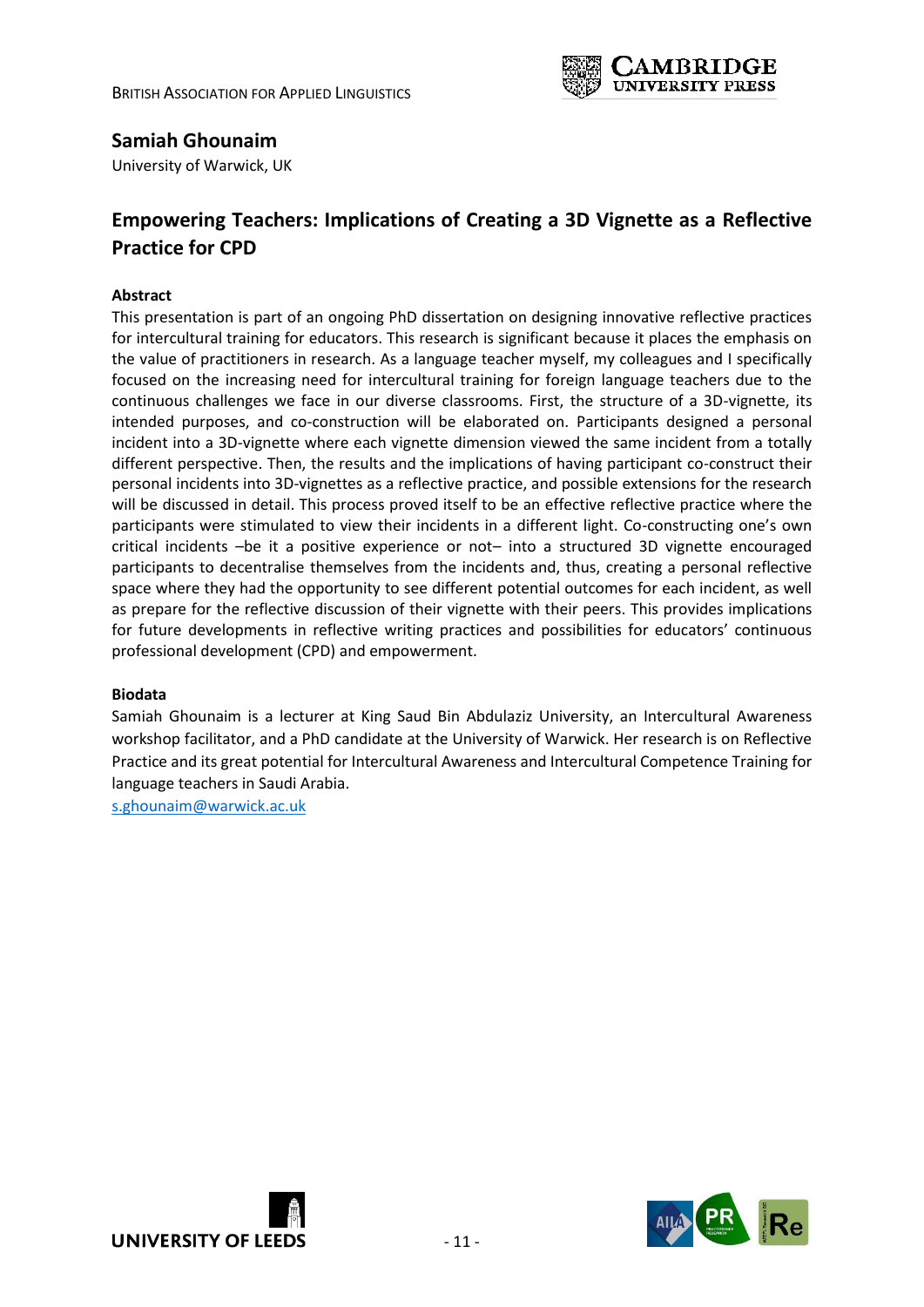## Samiah Ghounaim

University of Warwick, UK

## Empowering Teachers: Implications of Creating a 3D Vignette as a Reflective Practice for CPD

**Abstract**

This presentation is part of an ongoing PhD dissertation on designing innovative reflective practices for intercultural training for educators. This research is significant because it places the emphasis on the value of practitioners in research. As a language teacher myself, my colleagues and I specifically focused on the increasing need for intercultural training for foreign language teachers due to the continuous challenges we face in our diverse classrooms. First, the structure of a 3D-vignette, its intended purposes, and co-construction will be elaborated on. Participants designed a personal incident into a 3D-vignette where each vignette dimension viewed the same incident from a totally different perspective. Then, the results and the implications of having participant co-construct their personal incidents into 3D-vignettes as a reflective practice, and possible extensions for the research will be discussed in detail. This process proved itself to be an effective reflective practice where the participants were stimulated to view their incidents in a different light. Co-constructing one's own critical incidents –be it a positive experience or not– into a structured 3D vignette encouraged participants to decentralise themselves from the incidents and, thus, creating a personal reflective space where they had the opportunity to see different potential outcomes for each incident, as well as prepare for the reflective discussion of their vignette with their peers. This provides implications for future developments in reflective writing practices and possibilities for educators' continuous professional development (CPD) and empowerment.

**Biodata**

Samiah Ghounaim is a lecturer at King Saud Bin Abdulaziz University, an Intercultural Awareness workshop facilitator, and a PhD candidate at the University of Warwick. Her research is on Reflective Practice and its great potential for Intercultural Awareness and Intercultural Competence Training for language teachers in Saudi Arabia.

s.ghounaim@warwick.ac.uk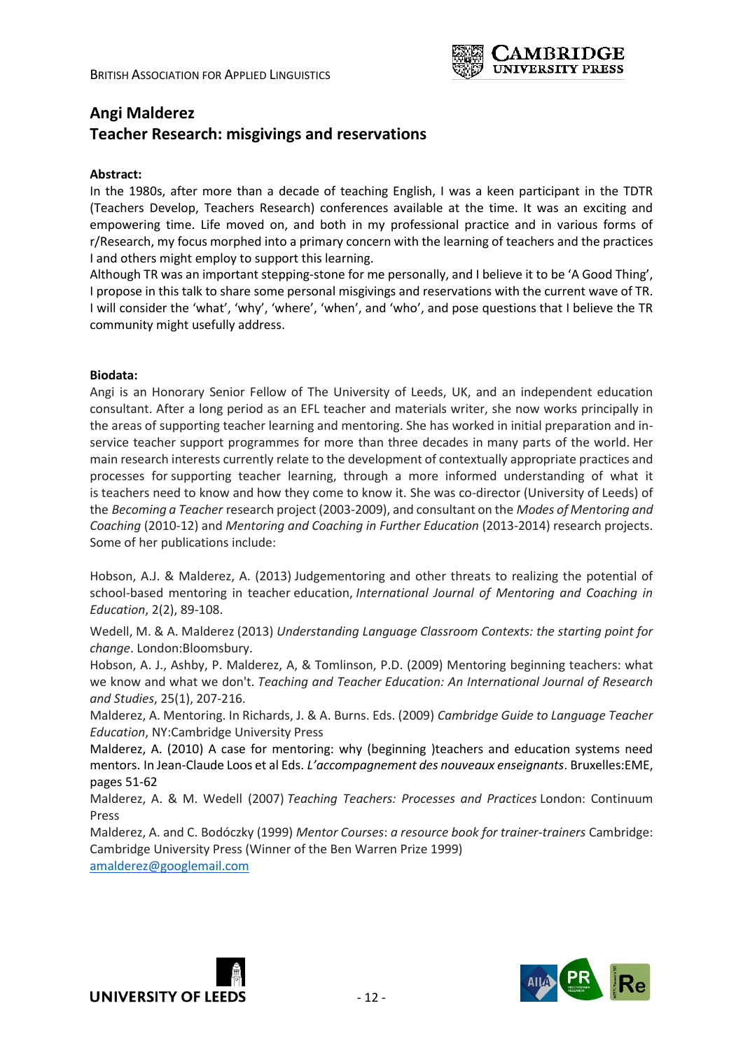## Angi Malderez
## Teacher Research: misgivings and reservations

**Abstract:**

In the 1980s, after more than a decade of teaching English, I was a keen participant in the TDTR (Teachers Develop, Teachers Research) conferences available at the time. It was an exciting and empowering time. Life moved on, and both in my professional practice and in various forms of r/Research, my focus morphed into a primary concern with the learning of teachers and the practices I and others might employ to support this learning.

Although TR was an important stepping-stone for me personally, and I believe it to be 'A Good Thing', I propose in this talk to share some personal misgivings and reservations with the current wave of TR. I will consider the 'what', 'why', 'where', 'when', and 'who', and pose questions that I believe the TR community might usefully address.

**Biodata:**

Angi is an Honorary Senior Fellow of The University of Leeds, UK, and an independent education consultant. After a long period as an EFL teacher and materials writer, she now works principally in the areas of supporting teacher learning and mentoring. She has worked in initial preparation and in-service teacher support programmes for more than three decades in many parts of the world. Her main research interests currently relate to the development of contextually appropriate practices and processes for supporting teacher learning, through a more informed understanding of what it is teachers need to know and how they come to know it. She was co-director (University of Leeds) of the *Becoming a Teacher* research project (2003-2009), and consultant on the *Modes of Mentoring and Coaching* (2010-12) and *Mentoring and Coaching in Further Education* (2013-2014) research projects. Some of her publications include:

Hobson, A.J. & Malderez, A. (2013) Judgementoring and other threats to realizing the potential of school-based mentoring in teacher education, *International Journal of Mentoring and Coaching in Education*, 2(2), 89-108.

Wedell, M. & A. Malderez (2013) *Understanding Language Classroom Contexts: the starting point for change*. London:Bloomsbury.

Hobson, A. J., Ashby, P. Malderez, A, & Tomlinson, P.D. (2009) Mentoring beginning teachers: what we know and what we don't. *Teaching and Teacher Education: An International Journal of Research and Studies*, 25(1), 207-216.

Malderez, A. Mentoring. In Richards, J. & A. Burns. Eds. (2009) *Cambridge Guide to Language Teacher Education*, NY:Cambridge University Press

Malderez, A. (2010) A case for mentoring: why (beginning )teachers and education systems need mentors. In Jean-Claude Loos et al Eds. *L'accompagnement des nouveaux enseignants*. Bruxelles:EME, pages 51-62

Malderez, A. & M. Wedell (2007) *Teaching Teachers: Processes and Practices* London: Continuum Press

Malderez, A. and C. Bodóczky (1999) *Mentor Courses*: *a resource book for trainer-trainers* Cambridge: Cambridge University Press (Winner of the Ben Warren Prize 1999)

amalderez@googlemail.com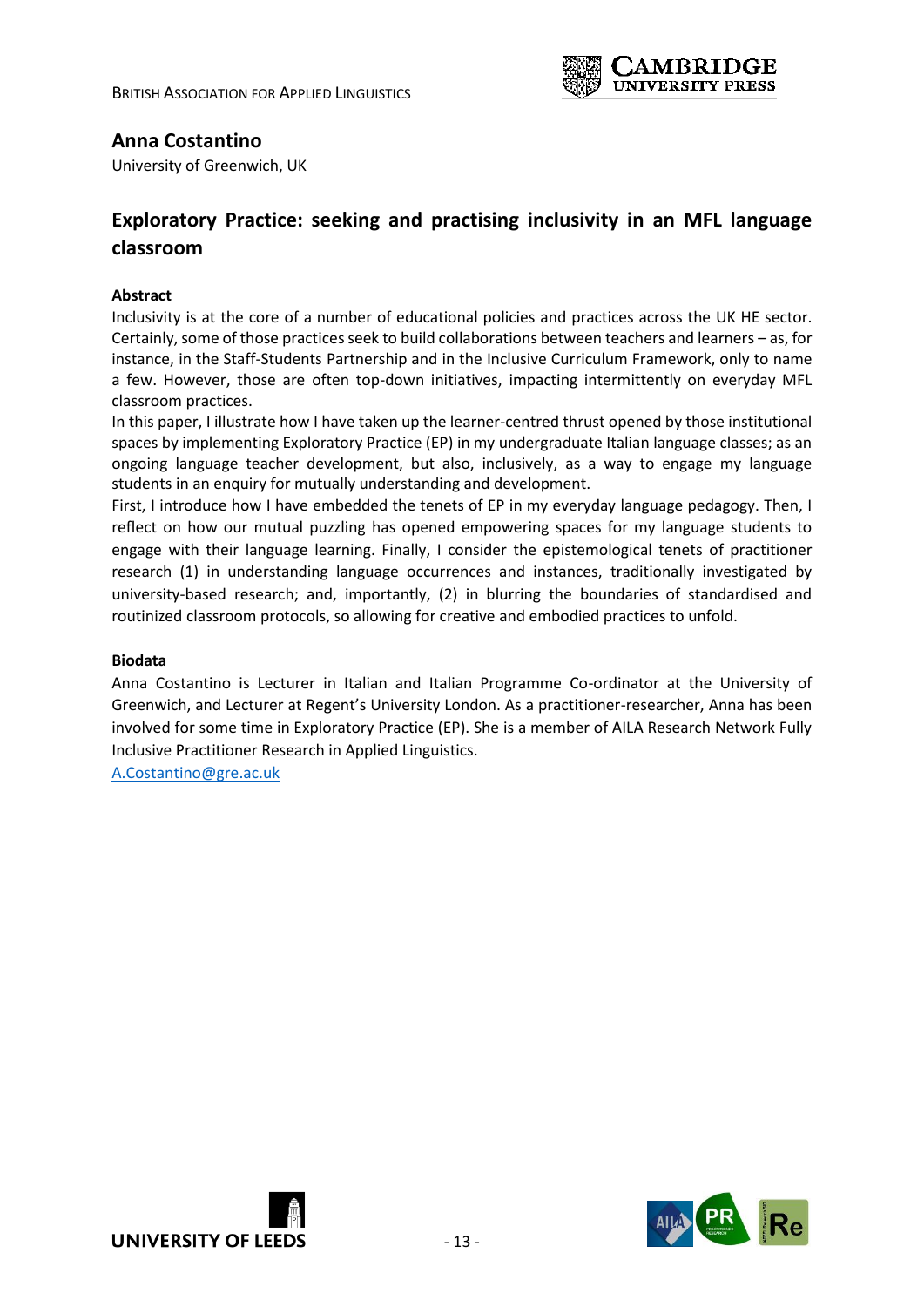## Anna Costantino

University of Greenwich, UK

# Exploratory Practice: seeking and practising inclusivity in an MFL language classroom

**Abstract**

Inclusivity is at the core of a number of educational policies and practices across the UK HE sector. Certainly, some of those practices seek to build collaborations between teachers and learners – as, for instance, in the Staff-Students Partnership and in the Inclusive Curriculum Framework, only to name a few. However, those are often top-down initiatives, impacting intermittently on everyday MFL classroom practices.

In this paper, I illustrate how I have taken up the learner-centred thrust opened by those institutional spaces by implementing Exploratory Practice (EP) in my undergraduate Italian language classes; as an ongoing language teacher development, but also, inclusively, as a way to engage my language students in an enquiry for mutually understanding and development.

First, I introduce how I have embedded the tenets of EP in my everyday language pedagogy. Then, I reflect on how our mutual puzzling has opened empowering spaces for my language students to engage with their language learning. Finally, I consider the epistemological tenets of practitioner research (1) in understanding language occurrences and instances, traditionally investigated by university-based research; and, importantly, (2) in blurring the boundaries of standardised and routinized classroom protocols, so allowing for creative and embodied practices to unfold.

**Biodata**

Anna Costantino is Lecturer in Italian and Italian Programme Co-ordinator at the University of Greenwich, and Lecturer at Regent's University London. As a practitioner-researcher, Anna has been involved for some time in Exploratory Practice (EP). She is a member of AILA Research Network Fully Inclusive Practitioner Research in Applied Linguistics.

A.Costantino@gre.ac.uk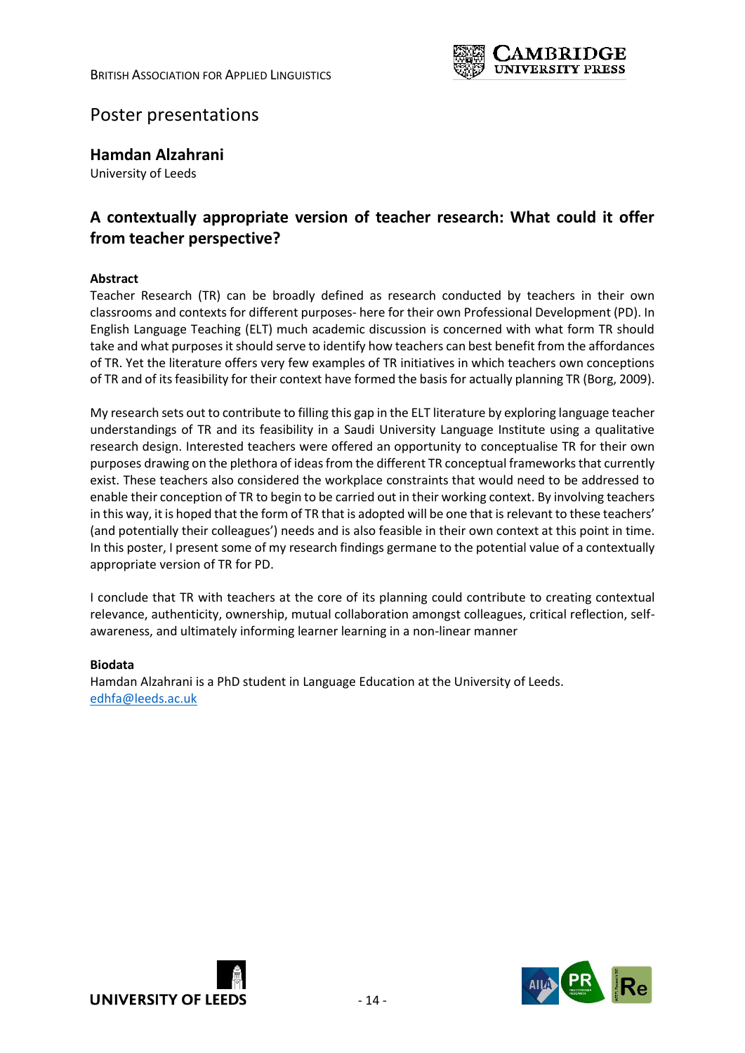## Poster presentations

**Hamdan Alzahrani**
University of Leeds

### A contextually appropriate version of teacher research: What could it offer from teacher perspective?

**Abstract**

Teacher Research (TR) can be broadly defined as research conducted by teachers in their own classrooms and contexts for different purposes- here for their own Professional Development (PD). In English Language Teaching (ELT) much academic discussion is concerned with what form TR should take and what purposes it should serve to identify how teachers can best benefit from the affordances of TR. Yet the literature offers very few examples of TR initiatives in which teachers own conceptions of TR and of its feasibility for their context have formed the basis for actually planning TR (Borg, 2009).

My research sets out to contribute to filling this gap in the ELT literature by exploring language teacher understandings of TR and its feasibility in a Saudi University Language Institute using a qualitative research design. Interested teachers were offered an opportunity to conceptualise TR for their own purposes drawing on the plethora of ideas from the different TR conceptual frameworks that currently exist. These teachers also considered the workplace constraints that would need to be addressed to enable their conception of TR to begin to be carried out in their working context. By involving teachers in this way, it is hoped that the form of TR that is adopted will be one that is relevant to these teachers' (and potentially their colleagues') needs and is also feasible in their own context at this point in time. In this poster, I present some of my research findings germane to the potential value of a contextually appropriate version of TR for PD.

I conclude that TR with teachers at the core of its planning could contribute to creating contextual relevance, authenticity, ownership, mutual collaboration amongst colleagues, critical reflection, self-awareness, and ultimately informing learner learning in a non-linear manner

**Biodata**

Hamdan Alzahrani is a PhD student in Language Education at the University of Leeds.
edhfa@leeds.ac.uk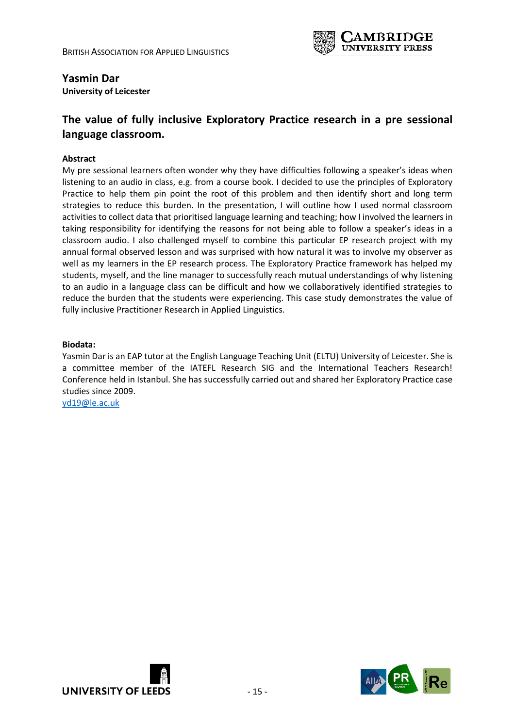**Yasmin Dar**
**University of Leicester**

## The value of fully inclusive Exploratory Practice research in a pre sessional language classroom.

**Abstract**

My pre sessional learners often wonder why they have difficulties following a speaker's ideas when listening to an audio in class, e.g. from a course book. I decided to use the principles of Exploratory Practice to help them pin point the root of this problem and then identify short and long term strategies to reduce this burden. In the presentation, I will outline how I used normal classroom activities to collect data that prioritised language learning and teaching; how I involved the learners in taking responsibility for identifying the reasons for not being able to follow a speaker's ideas in a classroom audio. I also challenged myself to combine this particular EP research project with my annual formal observed lesson and was surprised with how natural it was to involve my observer as well as my learners in the EP research process. The Exploratory Practice framework has helped my students, myself, and the line manager to successfully reach mutual understandings of why listening to an audio in a language class can be difficult and how we collaboratively identified strategies to reduce the burden that the students were experiencing. This case study demonstrates the value of fully inclusive Practitioner Research in Applied Linguistics.

**Biodata:**

Yasmin Dar is an EAP tutor at the English Language Teaching Unit (ELTU) University of Leicester. She is a committee member of the IATEFL Research SIG and the International Teachers Research! Conference held in Istanbul. She has successfully carried out and shared her Exploratory Practice case studies since 2009.

yd19@le.ac.uk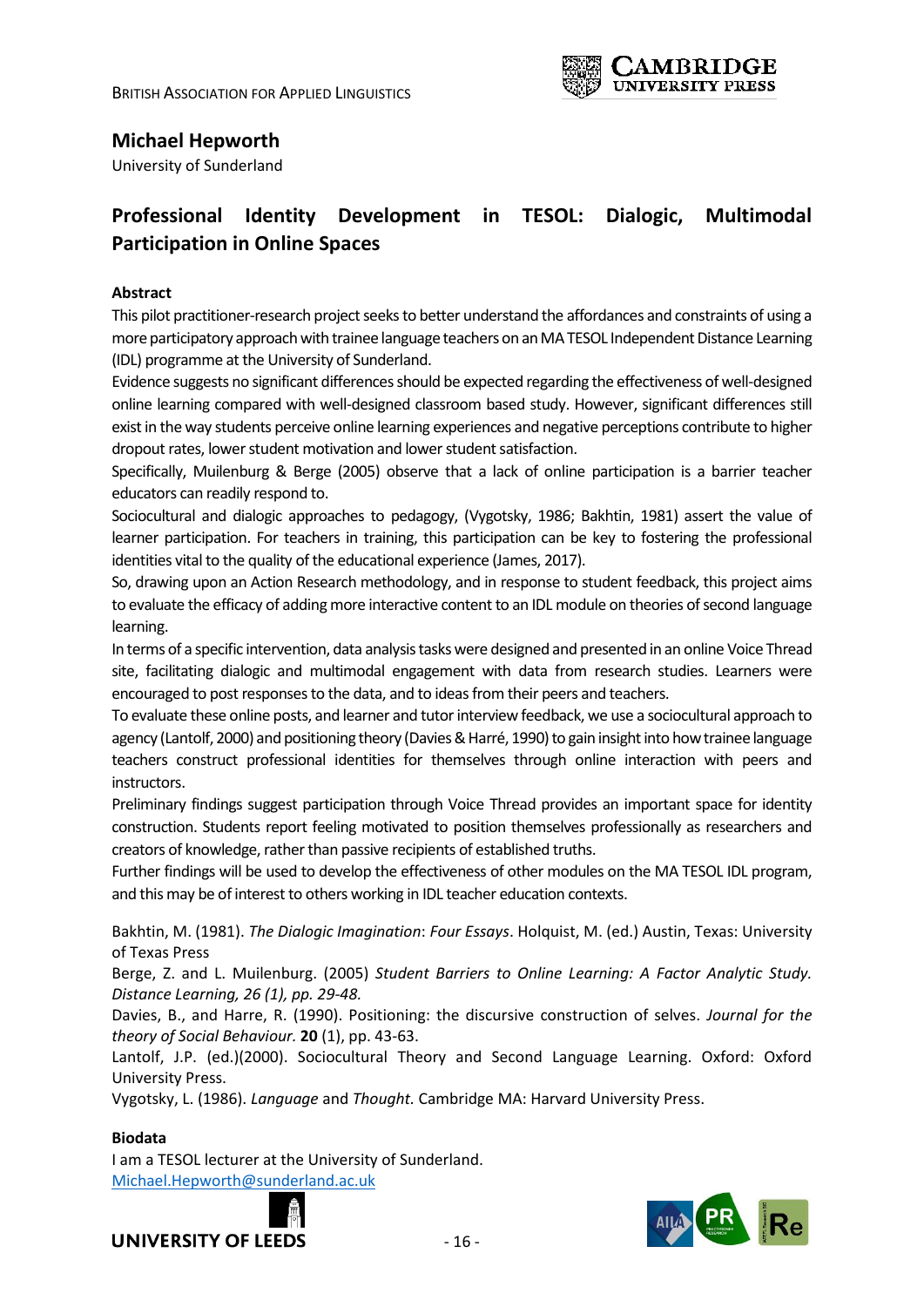## Michael Hepworth

University of Sunderland

# Professional Identity Development in TESOL: Dialogic, Multimodal Participation in Online Spaces

### Abstract

This pilot practitioner-research project seeks to better understand the affordances and constraints of using a more participatory approach with trainee language teachers on an MA TESOL Independent Distance Learning (IDL) programme at the University of Sunderland.

Evidence suggests no significant differences should be expected regarding the effectiveness of well-designed online learning compared with well-designed classroom based study. However, significant differences still exist in the way students perceive online learning experiences and negative perceptions contribute to higher dropout rates, lower student motivation and lower student satisfaction.

Specifically, Muilenburg & Berge (2005) observe that a lack of online participation is a barrier teacher educators can readily respond to.

Sociocultural and dialogic approaches to pedagogy, (Vygotsky, 1986; Bakhtin, 1981) assert the value of learner participation. For teachers in training, this participation can be key to fostering the professional identities vital to the quality of the educational experience (James, 2017).

So, drawing upon an Action Research methodology, and in response to student feedback, this project aims to evaluate the efficacy of adding more interactive content to an IDL module on theories of second language learning.

In terms of a specific intervention, data analysis tasks were designed and presented in an online Voice Thread site, facilitating dialogic and multimodal engagement with data from research studies. Learners were encouraged to post responses to the data, and to ideas from their peers and teachers.

To evaluate these online posts, and learner and tutor interview feedback, we use a sociocultural approach to agency (Lantolf, 2000) and positioning theory (Davies & Harré, 1990) to gain insight into how trainee language teachers construct professional identities for themselves through online interaction with peers and instructors.

Preliminary findings suggest participation through Voice Thread provides an important space for identity construction. Students report feeling motivated to position themselves professionally as researchers and creators of knowledge, rather than passive recipients of established truths.

Further findings will be used to develop the effectiveness of other modules on the MA TESOL IDL program, and this may be of interest to others working in IDL teacher education contexts.

Bakhtin, M. (1981). *The Dialogic Imagination*: *Four Essays*. Holquist, M. (ed.) Austin, Texas: University of Texas Press

Berge, Z. and L. Muilenburg. (2005) *Student Barriers to Online Learning: A Factor Analytic Study. Distance Learning, 26 (1), pp. 29-48.*

Davies, B., and Harre, R. (1990). Positioning: the discursive construction of selves. *Journal for the theory of Social Behaviour.* **20** (1), pp. 43-63.

Lantolf, J.P. (ed.)(2000). Sociocultural Theory and Second Language Learning. Oxford: Oxford University Press.

Vygotsky, L. (1986). *Language* and *Thought*. Cambridge MA: Harvard University Press.

### Biodata

I am a TESOL lecturer at the University of Sunderland.
Michael.Hepworth@sunderland.ac.uk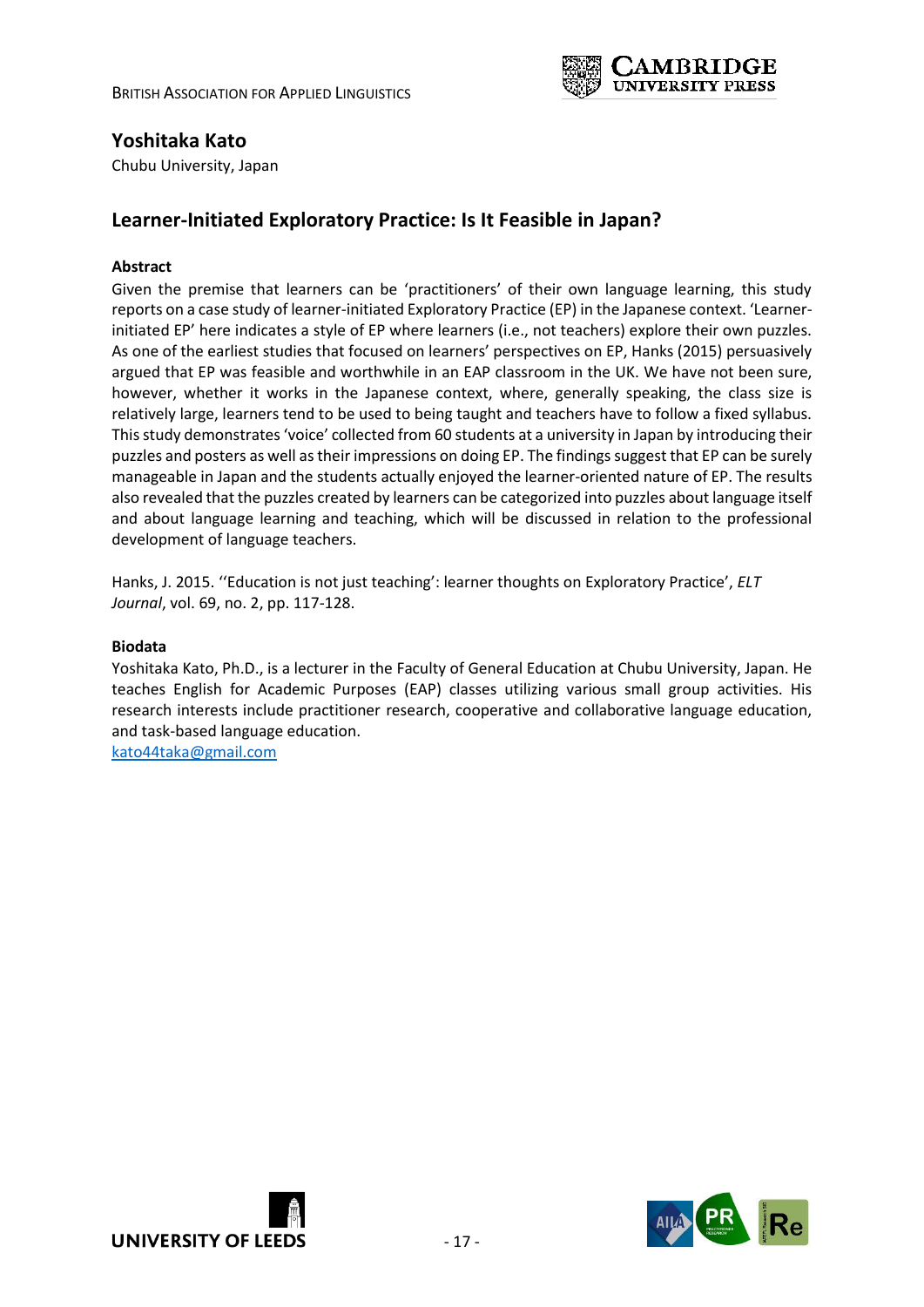## Yoshitaka Kato

Chubu University, Japan

# Learner-Initiated Exploratory Practice: Is It Feasible in Japan?

### Abstract

Given the premise that learners can be 'practitioners' of their own language learning, this study reports on a case study of learner-initiated Exploratory Practice (EP) in the Japanese context. 'Learner-initiated EP' here indicates a style of EP where learners (i.e., not teachers) explore their own puzzles. As one of the earliest studies that focused on learners' perspectives on EP, Hanks (2015) persuasively argued that EP was feasible and worthwhile in an EAP classroom in the UK. We have not been sure, however, whether it works in the Japanese context, where, generally speaking, the class size is relatively large, learners tend to be used to being taught and teachers have to follow a fixed syllabus. This study demonstrates 'voice' collected from 60 students at a university in Japan by introducing their puzzles and posters as well as their impressions on doing EP. The findings suggest that EP can be surely manageable in Japan and the students actually enjoyed the learner-oriented nature of EP. The results also revealed that the puzzles created by learners can be categorized into puzzles about language itself and about language learning and teaching, which will be discussed in relation to the professional development of language teachers.

Hanks, J. 2015. ''Education is not just teaching': learner thoughts on Exploratory Practice', *ELT Journal*, vol. 69, no. 2, pp. 117-128.

### Biodata

Yoshitaka Kato, Ph.D., is a lecturer in the Faculty of General Education at Chubu University, Japan. He teaches English for Academic Purposes (EAP) classes utilizing various small group activities. His research interests include practitioner research, cooperative and collaborative language education, and task-based language education.

kato44taka@gmail.com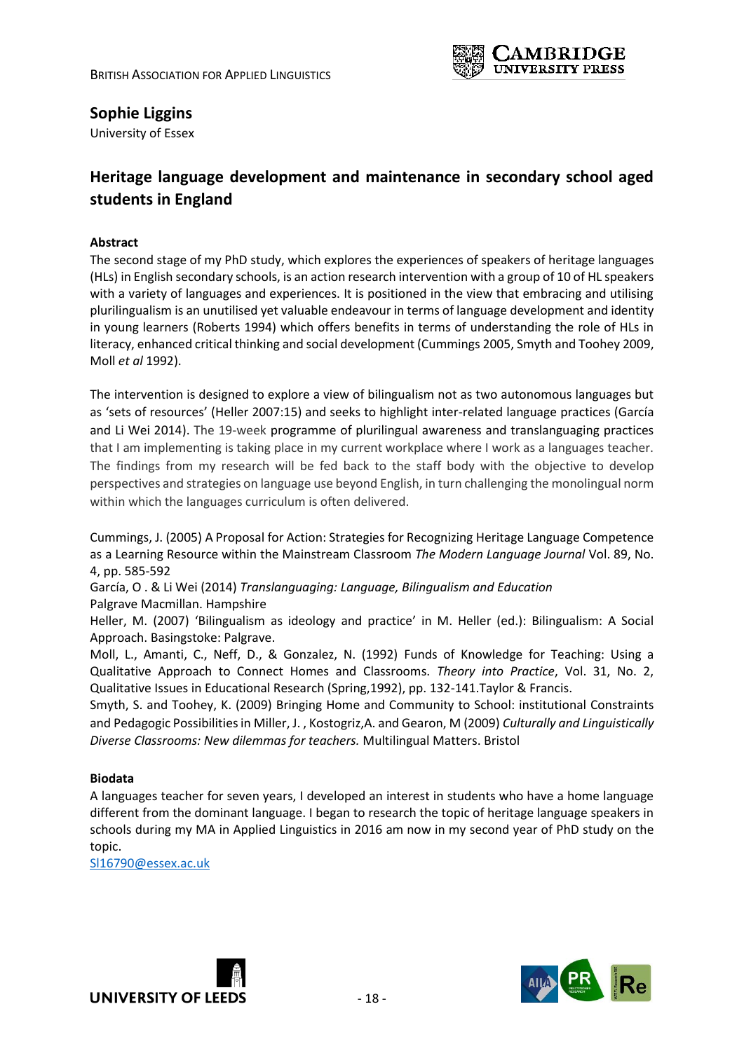## Sophie Liggins

University of Essex

## Heritage language development and maintenance in secondary school aged students in England

**Abstract**

The second stage of my PhD study, which explores the experiences of speakers of heritage languages (HLs) in English secondary schools, is an action research intervention with a group of 10 of HL speakers with a variety of languages and experiences. It is positioned in the view that embracing and utilising plurilingualism is an unutilised yet valuable endeavour in terms of language development and identity in young learners (Roberts 1994) which offers benefits in terms of understanding the role of HLs in literacy, enhanced critical thinking and social development (Cummings 2005, Smyth and Toohey 2009, Moll *et al* 1992).

The intervention is designed to explore a view of bilingualism not as two autonomous languages but as 'sets of resources' (Heller 2007:15) and seeks to highlight inter-related language practices (García and Li Wei 2014). The 19-week programme of plurilingual awareness and translanguaging practices that I am implementing is taking place in my current workplace where I work as a languages teacher. The findings from my research will be fed back to the staff body with the objective to develop perspectives and strategies on language use beyond English, in turn challenging the monolingual norm within which the languages curriculum is often delivered.

Cummings, J. (2005) A Proposal for Action: Strategies for Recognizing Heritage Language Competence as a Learning Resource within the Mainstream Classroom *The Modern Language Journal* Vol. 89, No. 4, pp. 585-592

García, O . & Li Wei (2014) *Translanguaging: Language, Bilingualism and Education* Palgrave Macmillan. Hampshire

Heller, M. (2007) 'Bilingualism as ideology and practice' in M. Heller (ed.): Bilingualism: A Social Approach. Basingstoke: Palgrave.

Moll, L., Amanti, C., Neff, D., & Gonzalez, N. (1992) Funds of Knowledge for Teaching: Using a Qualitative Approach to Connect Homes and Classrooms. *Theory into Practice*, Vol. 31, No. 2, Qualitative Issues in Educational Research (Spring,1992), pp. 132-141.Taylor & Francis.

Smyth, S. and Toohey, K. (2009) Bringing Home and Community to School: institutional Constraints and Pedagogic Possibilities in Miller, J. , Kostogriz,A. and Gearon, M (2009) *Culturally and Linguistically Diverse Classrooms: New dilemmas for teachers.* Multilingual Matters. Bristol

**Biodata**

A languages teacher for seven years, I developed an interest in students who have a home language different from the dominant language. I began to research the topic of heritage language speakers in schools during my MA in Applied Linguistics in 2016 am now in my second year of PhD study on the topic.

Sl16790@essex.ac.uk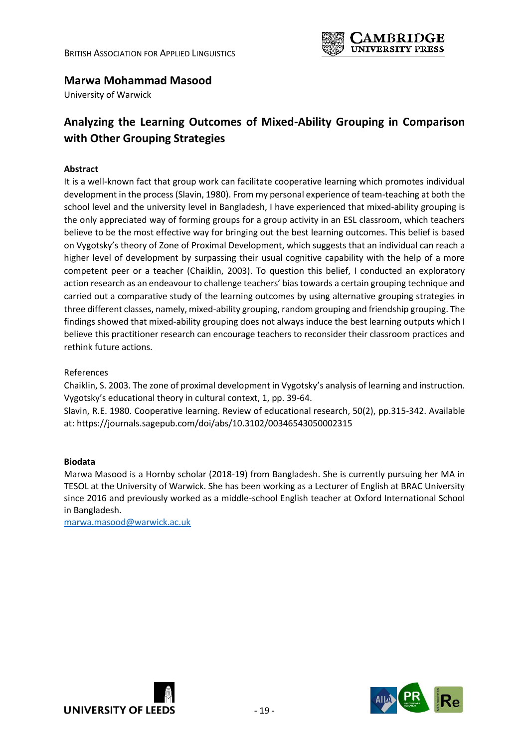## Marwa Mohammad Masood

University of Warwick

# Analyzing the Learning Outcomes of Mixed-Ability Grouping in Comparison with Other Grouping Strategies

**Abstract**

It is a well-known fact that group work can facilitate cooperative learning which promotes individual development in the process (Slavin, 1980). From my personal experience of team-teaching at both the school level and the university level in Bangladesh, I have experienced that mixed-ability grouping is the only appreciated way of forming groups for a group activity in an ESL classroom, which teachers believe to be the most effective way for bringing out the best learning outcomes. This belief is based on Vygotsky's theory of Zone of Proximal Development, which suggests that an individual can reach a higher level of development by surpassing their usual cognitive capability with the help of a more competent peer or a teacher (Chaiklin, 2003). To question this belief, I conducted an exploratory action research as an endeavour to challenge teachers' bias towards a certain grouping technique and carried out a comparative study of the learning outcomes by using alternative grouping strategies in three different classes, namely, mixed-ability grouping, random grouping and friendship grouping. The findings showed that mixed-ability grouping does not always induce the best learning outputs which I believe this practitioner research can encourage teachers to reconsider their classroom practices and rethink future actions.

References

Chaiklin, S. 2003. The zone of proximal development in Vygotsky's analysis of learning and instruction. Vygotsky's educational theory in cultural context, 1, pp. 39-64.

Slavin, R.E. 1980. Cooperative learning. Review of educational research, 50(2), pp.315-342. Available at: https://journals.sagepub.com/doi/abs/10.3102/00346543050002315

**Biodata**

Marwa Masood is a Hornby scholar (2018-19) from Bangladesh. She is currently pursuing her MA in TESOL at the University of Warwick. She has been working as a Lecturer of English at BRAC University since 2016 and previously worked as a middle-school English teacher at Oxford International School in Bangladesh.

marwa.masood@warwick.ac.uk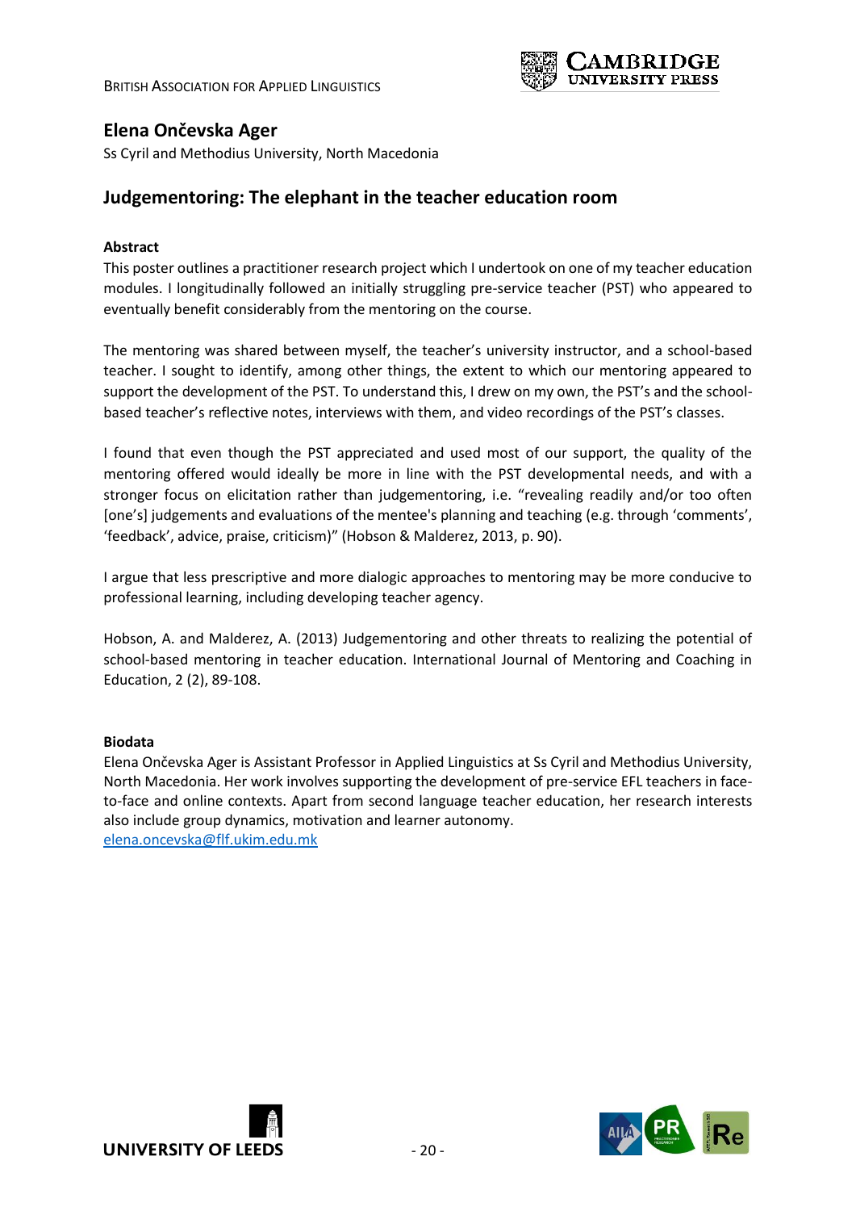## Elena Ončevska Ager

Ss Cyril and Methodius University, North Macedonia

# Judgementoring: The elephant in the teacher education room

### Abstract

This poster outlines a practitioner research project which I undertook on one of my teacher education modules. I longitudinally followed an initially struggling pre-service teacher (PST) who appeared to eventually benefit considerably from the mentoring on the course.

The mentoring was shared between myself, the teacher's university instructor, and a school-based teacher. I sought to identify, among other things, the extent to which our mentoring appeared to support the development of the PST. To understand this, I drew on my own, the PST's and the school-based teacher's reflective notes, interviews with them, and video recordings of the PST's classes.

I found that even though the PST appreciated and used most of our support, the quality of the mentoring offered would ideally be more in line with the PST developmental needs, and with a stronger focus on elicitation rather than judgementoring, i.e. "revealing readily and/or too often [one's] judgements and evaluations of the mentee's planning and teaching (e.g. through 'comments', 'feedback', advice, praise, criticism)" (Hobson & Malderez, 2013, p. 90).

I argue that less prescriptive and more dialogic approaches to mentoring may be more conducive to professional learning, including developing teacher agency.

Hobson, A. and Malderez, A. (2013) Judgementoring and other threats to realizing the potential of school-based mentoring in teacher education. International Journal of Mentoring and Coaching in Education, 2 (2), 89-108.

### Biodata

Elena Ončevska Ager is Assistant Professor in Applied Linguistics at Ss Cyril and Methodius University, North Macedonia. Her work involves supporting the development of pre-service EFL teachers in face-to-face and online contexts. Apart from second language teacher education, her research interests also include group dynamics, motivation and learner autonomy.

elena.oncevska@flf.ukim.edu.mk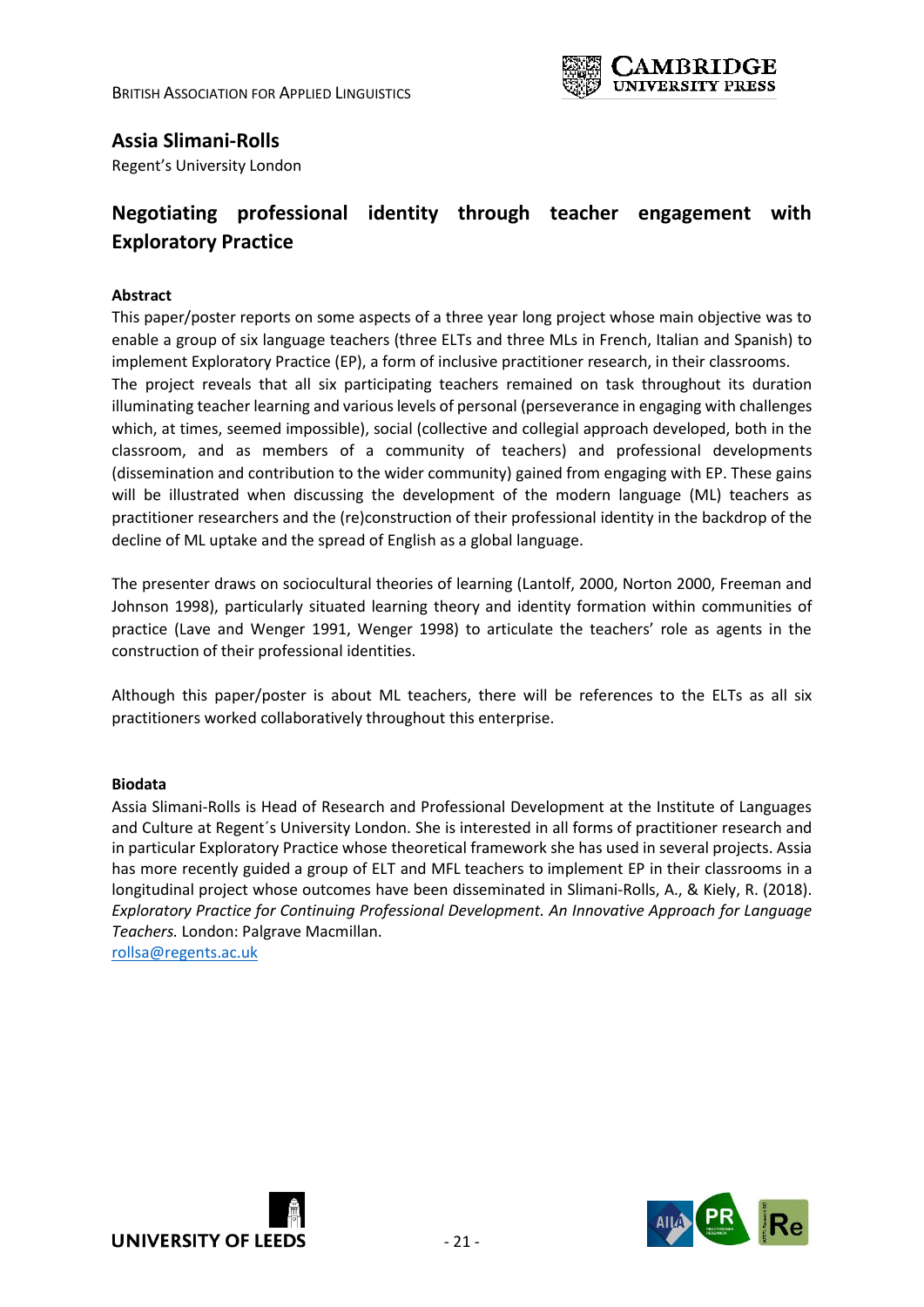## Assia Slimani-Rolls

Regent's University London

# Negotiating professional identity through teacher engagement with Exploratory Practice

**Abstract**

This paper/poster reports on some aspects of a three year long project whose main objective was to enable a group of six language teachers (three ELTs and three MLs in French, Italian and Spanish) to implement Exploratory Practice (EP), a form of inclusive practitioner research, in their classrooms.

The project reveals that all six participating teachers remained on task throughout its duration illuminating teacher learning and various levels of personal (perseverance in engaging with challenges which, at times, seemed impossible), social (collective and collegial approach developed, both in the classroom, and as members of a community of teachers) and professional developments (dissemination and contribution to the wider community) gained from engaging with EP. These gains will be illustrated when discussing the development of the modern language (ML) teachers as practitioner researchers and the (re)construction of their professional identity in the backdrop of the decline of ML uptake and the spread of English as a global language.

The presenter draws on sociocultural theories of learning (Lantolf, 2000, Norton 2000, Freeman and Johnson 1998), particularly situated learning theory and identity formation within communities of practice (Lave and Wenger 1991, Wenger 1998) to articulate the teachers' role as agents in the construction of their professional identities.

Although this paper/poster is about ML teachers, there will be references to the ELTs as all six practitioners worked collaboratively throughout this enterprise.

**Biodata**

Assia Slimani-Rolls is Head of Research and Professional Development at the Institute of Languages and Culture at Regent´s University London. She is interested in all forms of practitioner research and in particular Exploratory Practice whose theoretical framework she has used in several projects. Assia has more recently guided a group of ELT and MFL teachers to implement EP in their classrooms in a longitudinal project whose outcomes have been disseminated in Slimani-Rolls, A., & Kiely, R. (2018). *Exploratory Practice for Continuing Professional Development. An Innovative Approach for Language Teachers.* London: Palgrave Macmillan.

rollsa@regents.ac.uk